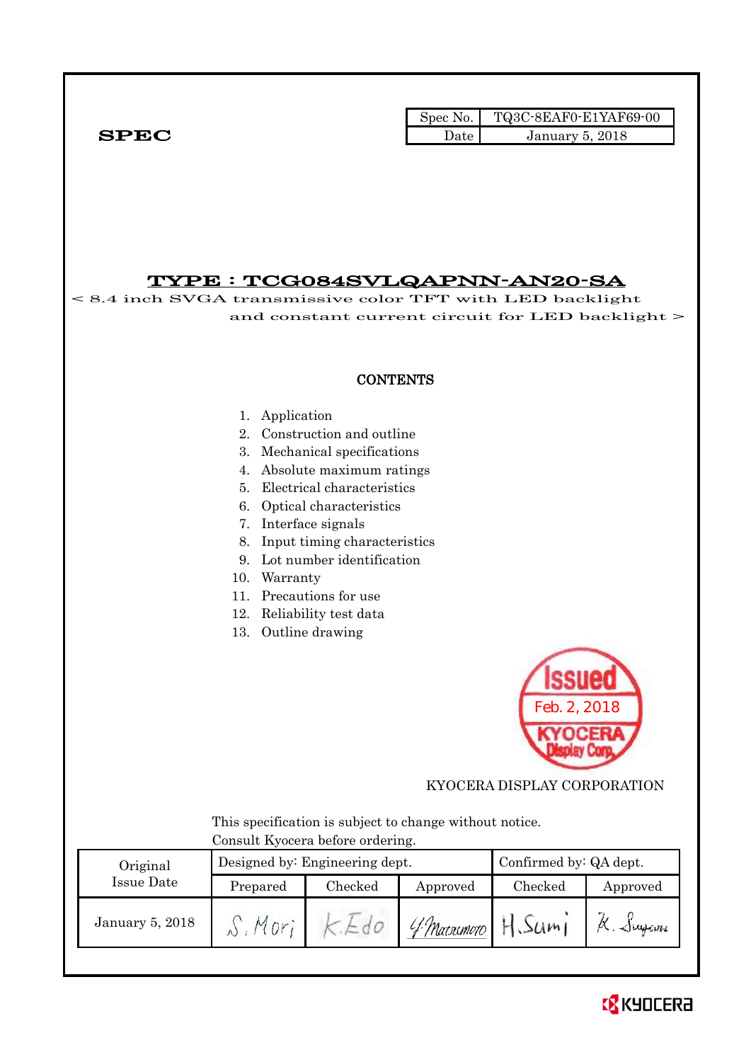**SPEC**

| Spec No. | TQ3C-8EAF0-E1YAF69-00 |
| --- | --- |
| Date | January 5, 2018 |

# TYPE : TCG084SVLQAPNN-AN20-SA

< 8.4 inch SVGA transmissive color TFT with LED backlight and constant current circuit for LED backlight >

## CONTENTS

1. Application
2. Construction and outline
3. Mechanical specifications
4. Absolute maximum ratings
5. Electrical characteristics
6. Optical characteristics
7. Interface signals
8. Input timing characteristics
9. Lot number identification
10. Warranty
11. Precautions for use
12. Reliability test data
13. Outline drawing

Issued Feb. 2, 2018 KYOCERA Display Corp.

KYOCERA DISPLAY CORPORATION

This specification is subject to change without notice.
Consult Kyocera before ordering.

| Original Issue Date | Designed by: Engineering dept. | | | Confirmed by: QA dept. | |
| --- | --- | --- | --- | --- | --- |
| | Prepared | Checked | Approved | Checked | Approved |
| January 5, 2018 | S. Mori | K. Edo | Y. Matsumoto | H. Sumi | K. Sugiura |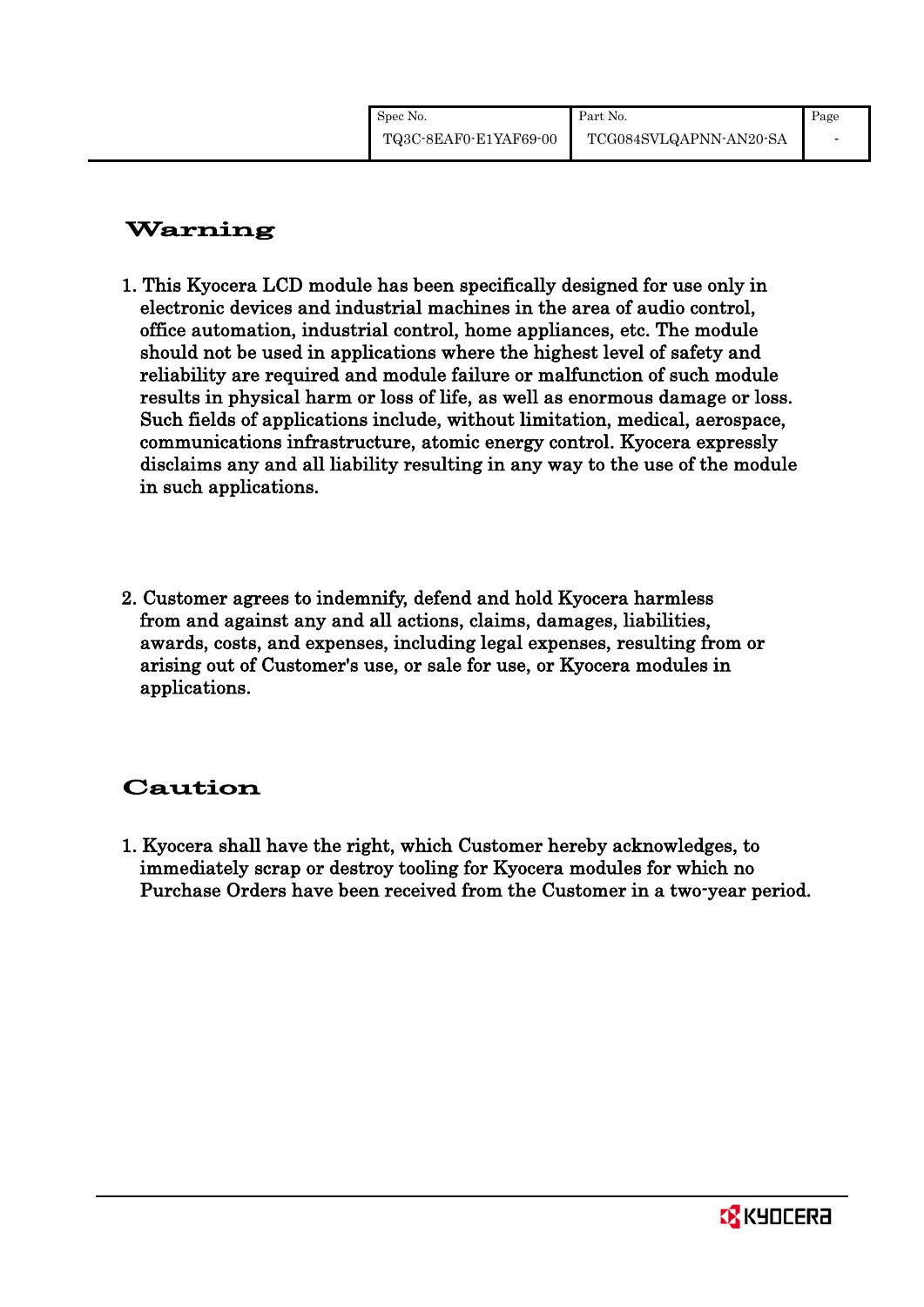## Warning

1. This Kyocera LCD module has been specifically designed for use only in electronic devices and industrial machines in the area of audio control, office automation, industrial control, home appliances, etc. The module should not be used in applications where the highest level of safety and reliability are required and module failure or malfunction of such module results in physical harm or loss of life, as well as enormous damage or loss. Such fields of applications include, without limitation, medical, aerospace, communications infrastructure, atomic energy control. Kyocera expressly disclaims any and all liability resulting in any way to the use of the module in such applications.

2. Customer agrees to indemnify, defend and hold Kyocera harmless from and against any and all actions, claims, damages, liabilities, awards, costs, and expenses, including legal expenses, resulting from or arising out of Customer's use, or sale for use, or Kyocera modules in applications.

## Caution

1. Kyocera shall have the right, which Customer hereby acknowledges, to immediately scrap or destroy tooling for Kyocera modules for which no Purchase Orders have been received from the Customer in a two-year period.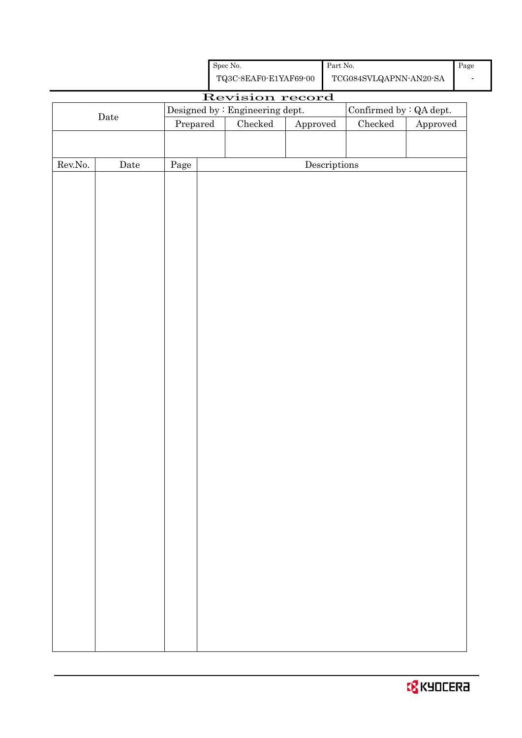| Spec No. | Part No. | Page |
|---|---|---|
| TQ3C-8EAF0-E1YAF69-00 | TCG084SVLQAPNN-AN20-SA | - |

# Revision record

| Date | Designed by : Engineering dept. | | | Confirmed by : QA dept. | |
|---|---|---|---|---|---|
| | Prepared | Checked | Approved | Checked | Approved |
| | | | | | |

| Rev.No. | Date | Page | Descriptions |
|---|---|---|---|
| | | | |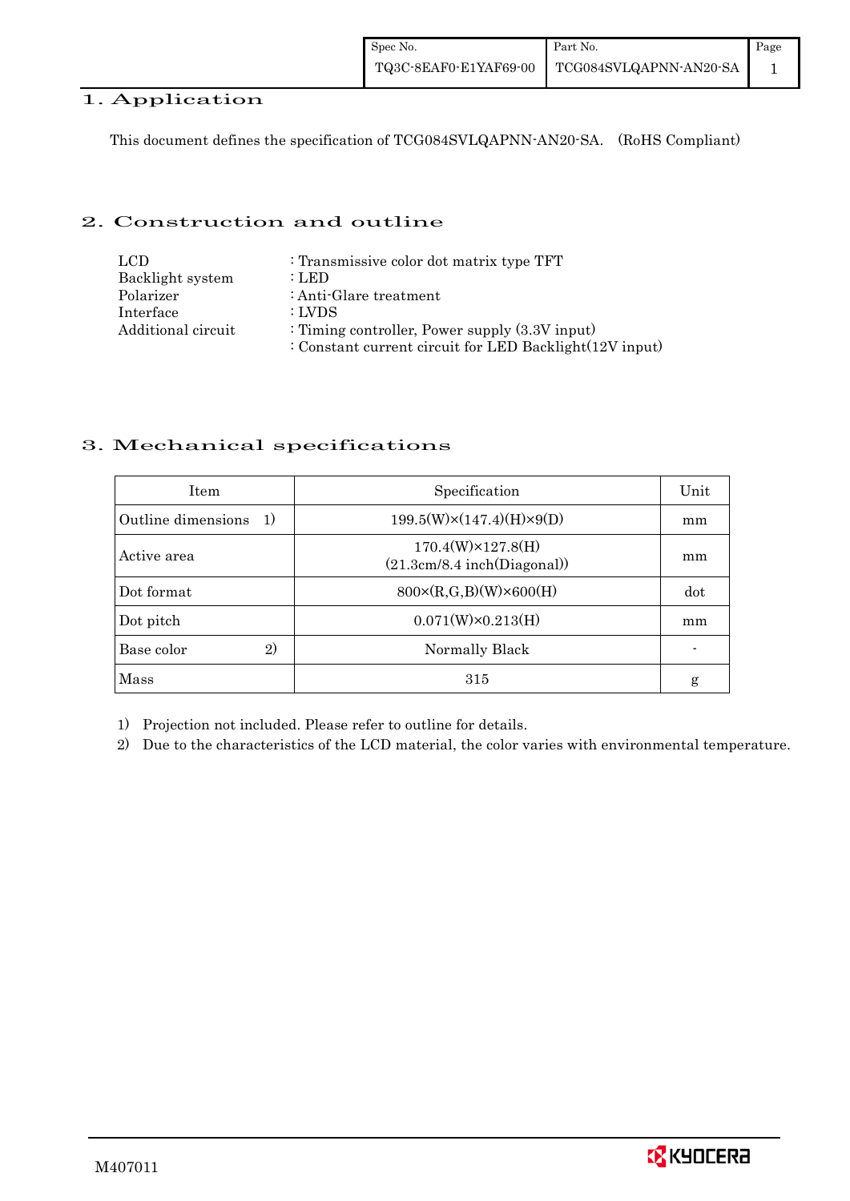# 1. Application

This document defines the specification of TCG084SVLQAPNN-AN20-SA. (RoHS Compliant)

# 2. Construction and outline

| | |
|---|---|
| LCD | : Transmissive color dot matrix type TFT |
| Backlight system | : LED |
| Polarizer | : Anti-Glare treatment |
| Interface | : LVDS |
| Additional circuit | : Timing controller, Power supply (3.3V input) |
| | : Constant current circuit for LED Backlight(12V input) |

# 3. Mechanical specifications

| Item | Specification | Unit |
|---|---|---|
| Outline dimensions 1) | 199.5(W)×(147.4)(H)×9(D) | mm |
| Active area | 170.4(W)×127.8(H) (21.3cm/8.4 inch(Diagonal)) | mm |
| Dot format | 800×(R,G,B)(W)×600(H) | dot |
| Dot pitch | 0.071(W)×0.213(H) | mm |
| Base color 2) | Normally Black | - |
| Mass | 315 | g |

1) Projection not included. Please refer to outline for details.

2) Due to the characteristics of the LCD material, the color varies with environmental temperature.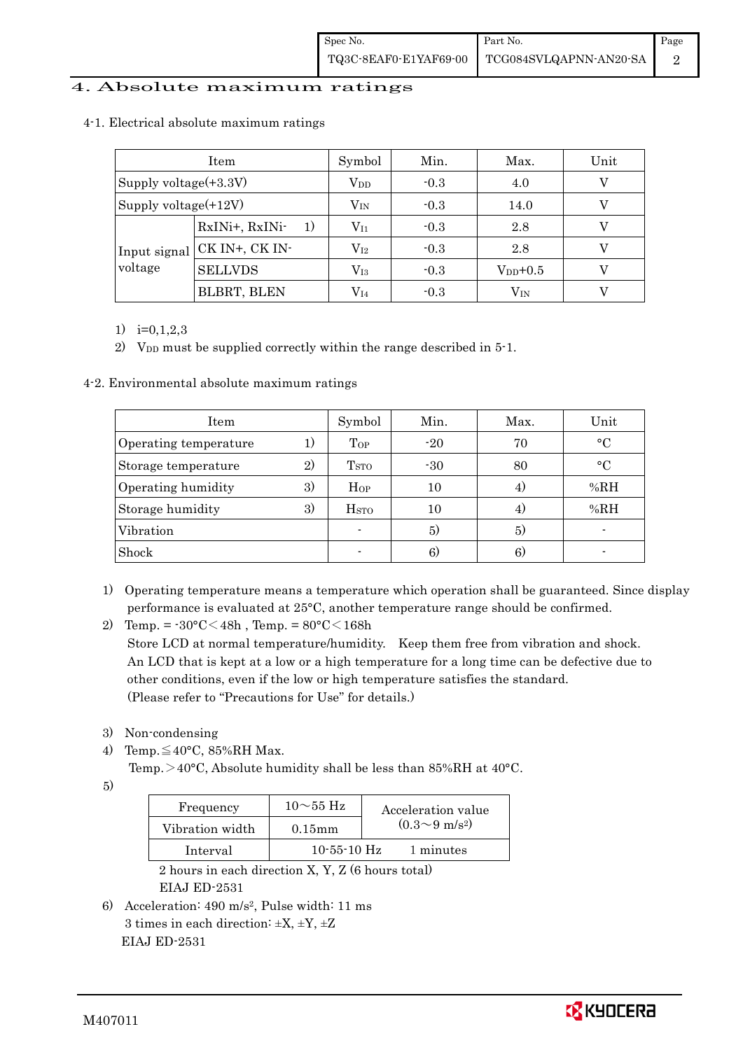# 4. Absolute maximum ratings

4-1. Electrical absolute maximum ratings

| Item | | Symbol | Min. | Max. | Unit |
|---|---|---|---|---|---|
| Supply voltage(+3.3V) | | $V_{DD}$ | -0.3 | 4.0 | V |
| Supply voltage(+12V) | | $V_{IN}$ | -0.3 | 14.0 | V |
| Input signal voltage | RxINi+, RxINi- 1) | $V_{I1}$ | -0.3 | 2.8 | V |
| | CK IN+, CK IN- | $V_{I2}$ | -0.3 | 2.8 | V |
| | SELLVDS | $V_{I3}$ | -0.3 | $V_{DD}$+0.5 | V |
| | BLBRT, BLEN | $V_{I4}$ | -0.3 | $V_{IN}$ | V |

1) i=0,1,2,3
2) $V_{DD}$ must be supplied correctly within the range described in 5-1.

4-2. Environmental absolute maximum ratings

| Item | Symbol | Min. | Max. | Unit |
|---|---|---|---|---|
| Operating temperature 1) | $T_{OP}$ | -20 | 70 | °C |
| Storage temperature 2) | $T_{STO}$ | -30 | 80 | °C |
| Operating humidity 3) | $H_{OP}$ | 10 | 4) | %RH |
| Storage humidity 3) | $H_{STO}$ | 10 | 4) | %RH |
| Vibration | - | 5) | 5) | - |
| Shock | - | 6) | 6) | - |

1) Operating temperature means a temperature which operation shall be guaranteed. Since display performance is evaluated at 25°C, another temperature range should be confirmed.
2) Temp. = -30°C＜48h , Temp. = 80°C＜168h
   Store LCD at normal temperature/humidity. Keep them free from vibration and shock.
   An LCD that is kept at a low or a high temperature for a long time can be defective due to other conditions, even if the low or high temperature satisfies the standard.
   (Please refer to "Precautions for Use" for details.)
3) Non-condensing
4) Temp.≦40°C, 85%RH Max.
   Temp.＞40°C, Absolute humidity shall be less than 85%RH at 40°C.
5)

| Frequency | 10～55 Hz | Acceleration value ($0.3～9\ m/s^2$) |
|---|---|---|
| Vibration width | 0.15mm | |
| Interval | 10-55-10 Hz | 1 minutes |

   2 hours in each direction X, Y, Z (6 hours total)
   EIAJ ED-2531

6) Acceleration: $490\ m/s^2$, Pulse width: 11 ms
   3 times in each direction: ±X, ±Y, ±Z
   EIAJ ED-2531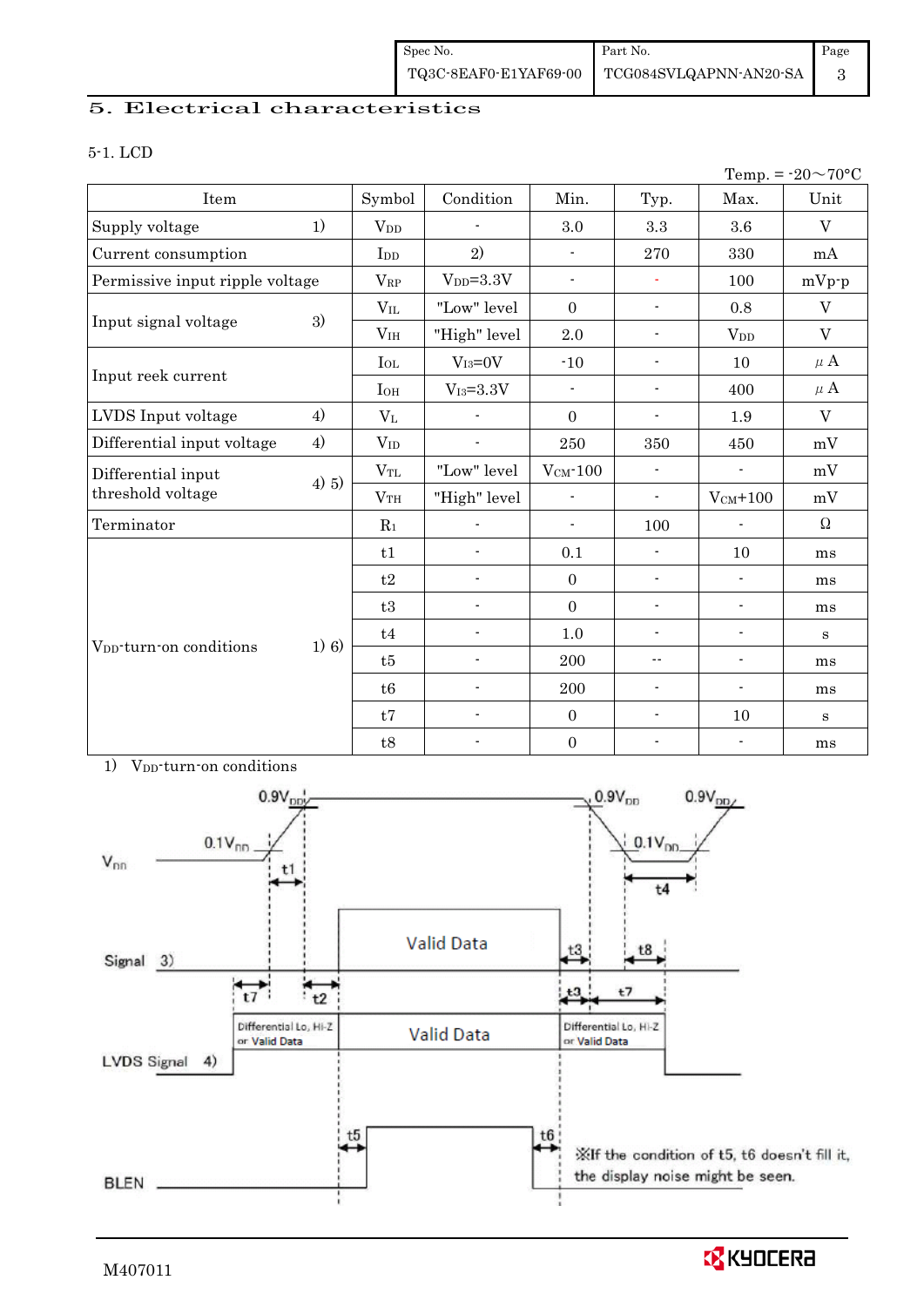## 5. Electrical characteristics

### 5-1. LCD

Temp. = -20～70°C

| Item | | Symbol | Condition | Min. | Typ. | Max. | Unit |
|---|---|---|---|---|---|---|---|
| Supply voltage | 1) | $V_{DD}$ | - | 3.0 | 3.3 | 3.6 | V |
| Current consumption | | $I_{DD}$ | 2) | - | 270 | 330 | mA |
| Permissive input ripple voltage | | $V_{RP}$ | $V_{DD}$=3.3V | - | - | 100 | mVp-p |
| Input signal voltage | 3) | $V_{IL}$ | "Low" level | 0 | - | 0.8 | V |
| | | $V_{IH}$ | "High" level | 2.0 | - | $V_{DD}$ | V |
| Input reek current | | $I_{OL}$ | $V_{I3}$=0V | -10 | - | 10 | μA |
| | | $I_{OH}$ | $V_{I3}$=3.3V | - | - | 400 | μA |
| LVDS Input voltage | 4) | $V_L$ | - | 0 | - | 1.9 | V |
| Differential input voltage | 4) | $V_{ID}$ | - | 250 | 350 | 450 | mV |
| Differential input threshold voltage | 4) 5) | $V_{TL}$ | "Low" level | $V_{CM}$-100 | - | - | mV |
| | | $V_{TH}$ | "High" level | - | - | $V_{CM}$+100 | mV |
| Terminator | | $R_1$ | - | - | 100 | - | Ω |
| $V_{DD}$-turn-on conditions | 1) 6) | t1 | - | 0.1 | - | 10 | ms |
| | | t2 | - | 0 | - | - | ms |
| | | t3 | - | 0 | - | - | ms |
| | | t4 | - | 1.0 | - | - | s |
| | | t5 | - | 200 | -- | - | ms |
| | | t6 | - | 200 | - | - | ms |
| | | t7 | - | 0 | - | 10 | s |
| | | t8 | - | 0 | - | - | ms |

1) $V_{DD}$-turn-on conditions

※If the condition of t5, t6 doesn't fill it, the display noise might be seen.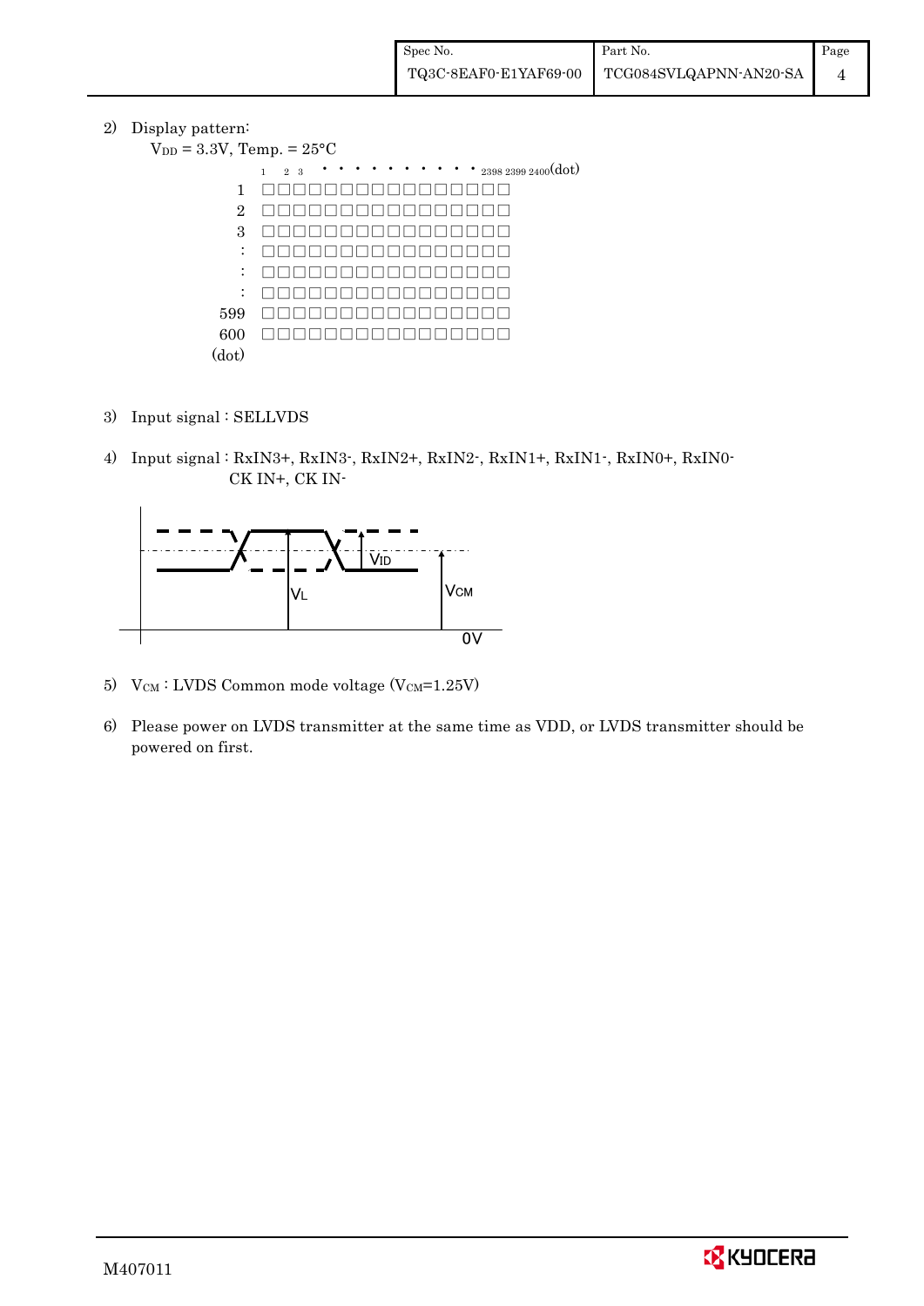2) Display pattern:

$V_{DD}$ = 3.3V, Temp. = 25°C

```
     1  2  3  • • • • • • • • • • 2398 2399 2400(dot)
  1  □□□□□□□□□□□□□□□□
  2  □□□□□□□□□□□□□□□□
  3  □□□□□□□□□□□□□□□□
  :  □□□□□□□□□□□□□□□□
  :  □□□□□□□□□□□□□□□□
  :  □□□□□□□□□□□□□□□□
599  □□□□□□□□□□□□□□□□
600  □□□□□□□□□□□□□□□□
(dot)
```

3) Input signal : SELLVDS

4) Input signal : RxIN3+, RxIN3-, RxIN2+, RxIN2-, RxIN1+, RxIN1-, RxIN0+, RxIN0-
   CK IN+, CK IN-

VID

VL

VCM

0V

5) $V_{CM}$ : LVDS Common mode voltage ($V_{CM}$=1.25V)

6) Please power on LVDS transmitter at the same time as VDD, or LVDS transmitter should be powered on first.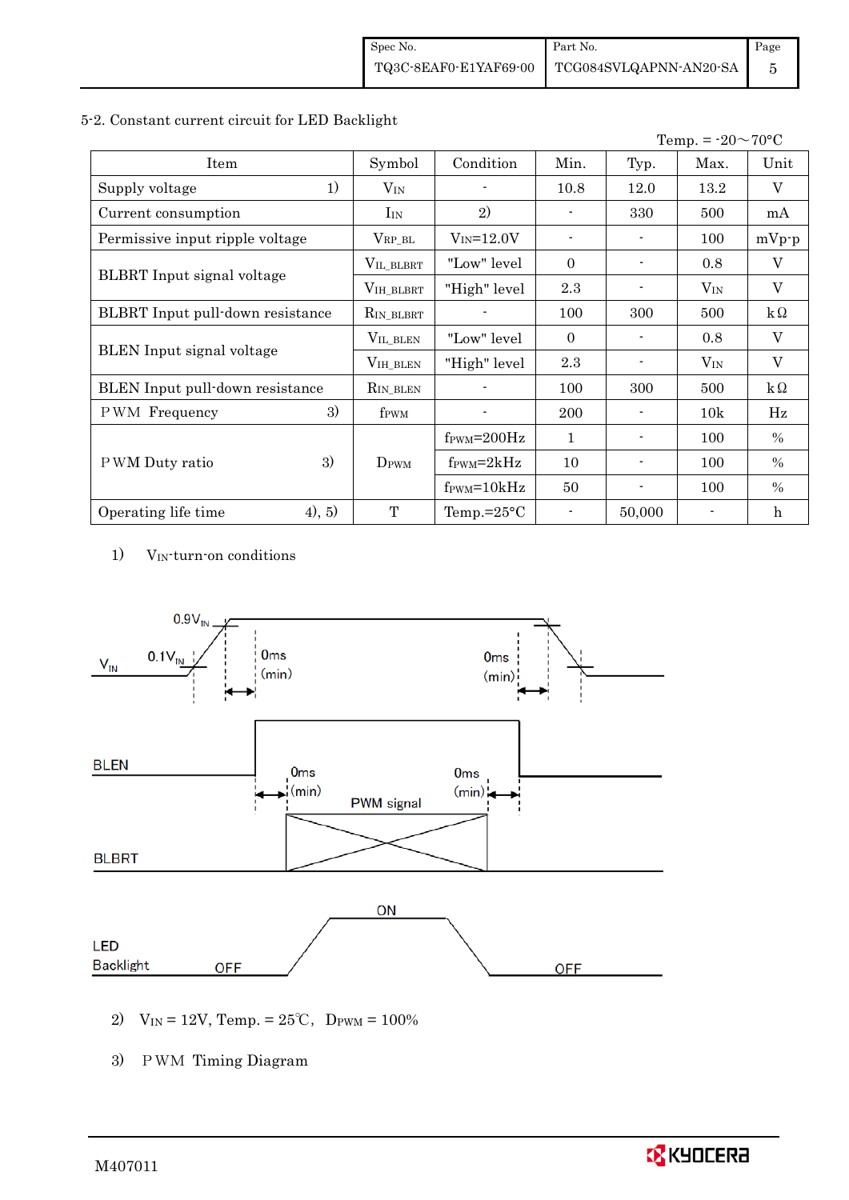## 5-2. Constant current circuit for LED Backlight

Temp. = -20～70°C

| Item | Symbol | Condition | Min. | Typ. | Max. | Unit |
|---|---|---|---|---|---|---|
| Supply voltage 1) | $V_{IN}$ | - | 10.8 | 12.0 | 13.2 | V |
| Current consumption | $I_{IN}$ | 2) | - | 330 | 500 | mA |
| Permissive input ripple voltage | $V_{RP\_BL}$ | $V_{IN}$=12.0V | - | - | 100 | mVp-p |
| BLBRT Input signal voltage | $V_{IL\_BLBRT}$ | "Low" level | 0 | - | 0.8 | V |
| | $V_{IH\_BLBRT}$ | "High" level | 2.3 | - | $V_{IN}$ | V |
| BLBRT Input pull-down resistance | $R_{IN\_BLBRT}$ | - | 100 | 300 | 500 | kΩ |
| BLEN Input signal voltage | $V_{IL\_BLEN}$ | "Low" level | 0 | - | 0.8 | V |
| | $V_{IH\_BLEN}$ | "High" level | 2.3 | - | $V_{IN}$ | V |
| BLEN Input pull-down resistance | $R_{IN\_BLEN}$ | - | 100 | 300 | 500 | kΩ |
| PWM Frequency 3) | $f_{PWM}$ | - | 200 | - | 10k | Hz |
| PWM Duty ratio 3) | $D_{PWM}$ | $f_{PWM}$=200Hz | 1 | - | 100 | % |
| | | $f_{PWM}$=2kHz | 10 | - | 100 | % |
| | | $f_{PWM}$=10kHz | 50 | - | 100 | % |
| Operating life time 4), 5) | T | Temp.=25°C | - | 50,000 | - | h |

1) $V_{IN}$-turn-on conditions

0.9$V_{IN}$, 0.1$V_{IN}$, $V_{IN}$: 0ms (min), 0ms (min)

BLEN: 0ms (min), 0ms (min)

BLBRT: PWM signal

LED Backlight: OFF, ON, OFF

2) $V_{IN}$ = 12V, Temp. = 25℃, $D_{PWM}$ = 100%

3) PWM Timing Diagram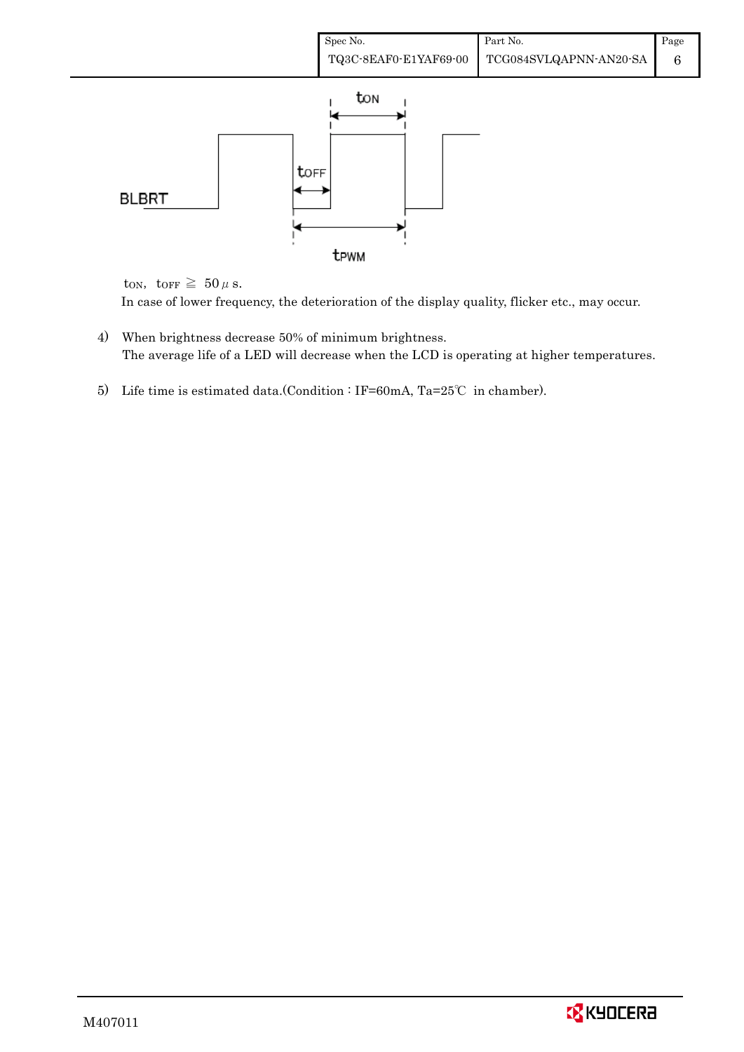$t_{ON}$, $t_{OFF} \geqq 50\mu s$.

In case of lower frequency, the deterioration of the display quality, flicker etc., may occur.

4) When brightness decrease 50% of minimum brightness.
   The average life of a LED will decrease when the LCD is operating at higher temperatures.

5) Life time is estimated data.(Condition : IF=60mA, Ta=25℃ in chamber).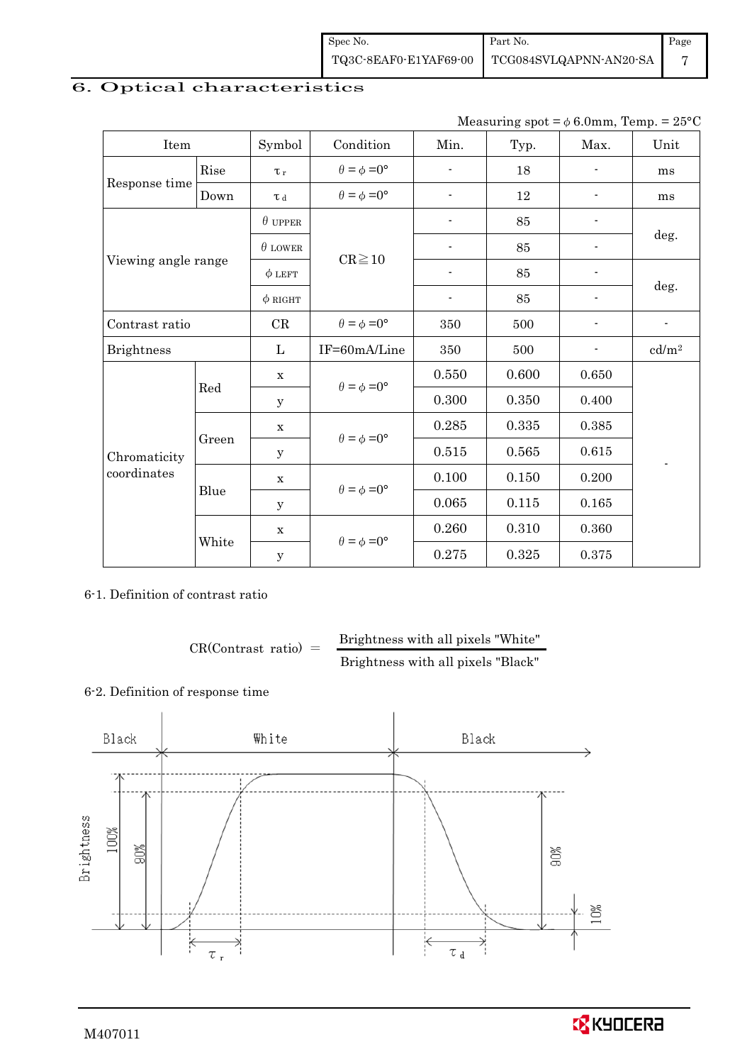## 6. Optical characteristics

Measuring spot = $\phi$ 6.0mm, Temp. = 25°C

| Item | | Symbol | Condition | Min. | Typ. | Max. | Unit |
|---|---|---|---|---|---|---|---|
| Response time | Rise | $\tau_r$ | $\theta = \phi = 0°$ | - | 18 | - | ms |
| | Down | $\tau_d$ | $\theta = \phi = 0°$ | - | 12 | - | ms |
| Viewing angle range | | $\theta$ UPPER | CR≧10 | - | 85 | - | deg. |
| | | $\theta$ LOWER | | - | 85 | - | |
| | | $\phi$ LEFT | | - | 85 | - | deg. |
| | | $\phi$ RIGHT | | - | 85 | - | |
| Contrast ratio | | CR | $\theta = \phi = 0°$ | 350 | 500 | - | - |
| Brightness | | L | IF=60mA/Line | 350 | 500 | - | cd/m² |
| Chromaticity coordinates | Red | x | $\theta = \phi = 0°$ | 0.550 | 0.600 | 0.650 | - |
| | | y | | 0.300 | 0.350 | 0.400 | |
| | Green | x | $\theta = \phi = 0°$ | 0.285 | 0.335 | 0.385 | |
| | | y | | 0.515 | 0.565 | 0.615 | |
| | Blue | x | $\theta = \phi = 0°$ | 0.100 | 0.150 | 0.200 | |
| | | y | | 0.065 | 0.115 | 0.165 | |
| | White | x | $\theta = \phi = 0°$ | 0.260 | 0.310 | 0.360 | |
| | | y | | 0.275 | 0.325 | 0.375 | |

6-1. Definition of contrast ratio

$$\text{CR(Contrast ratio)} = \frac{\text{Brightness with all pixels "White"}}{\text{Brightness with all pixels "Black"}}$$

6-2. Definition of response time

Black | White | Black

Brightness 100% 90% 90% 10%

$\tau_r$ $\tau_d$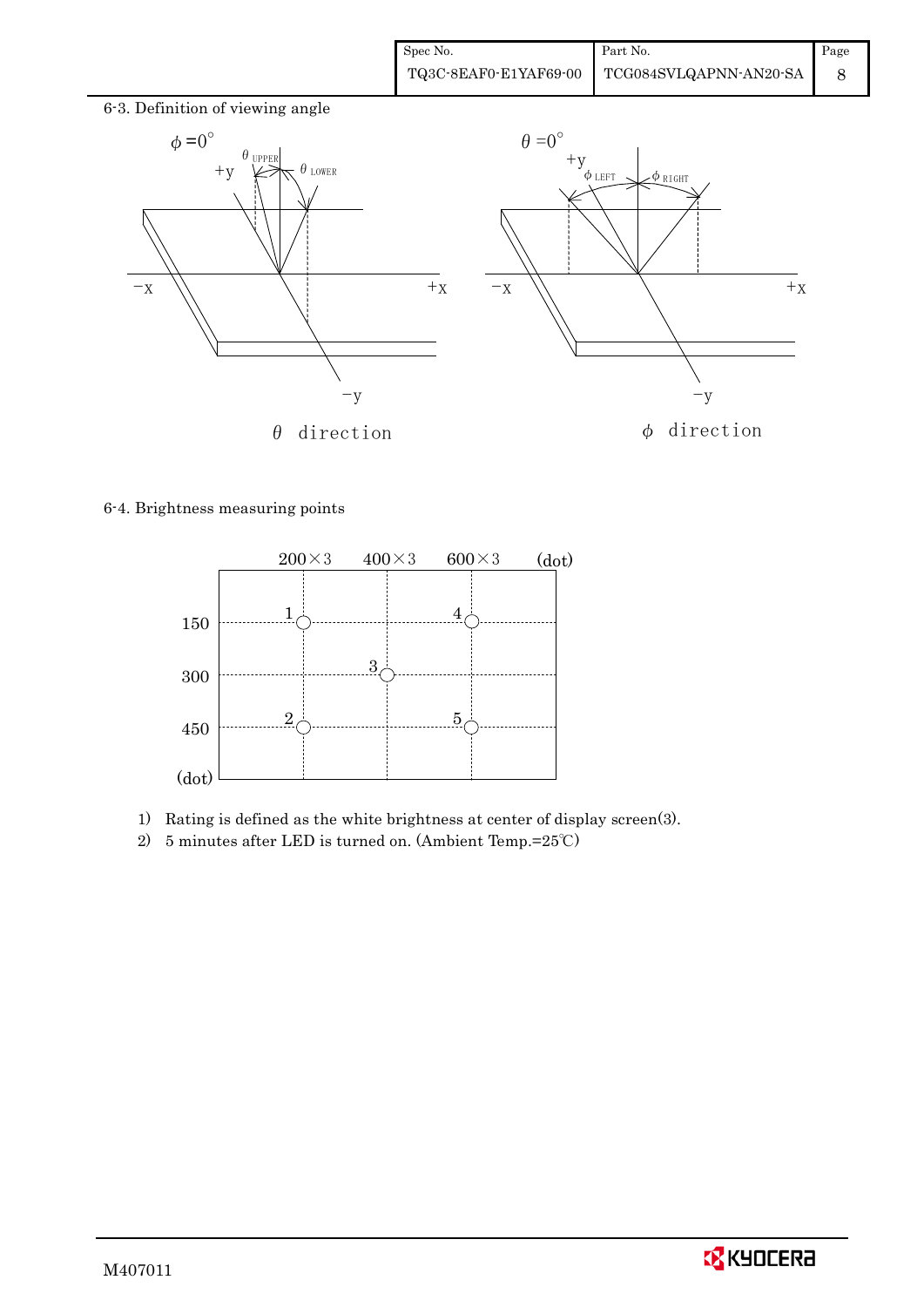6-3. Definition of viewing angle

$\phi = 0^\circ$ — $\theta_{UPPER}$, $\theta_{LOWER}$ — $\theta$ direction

$\theta = 0^\circ$ — $\phi_{LEFT}$, $\phi_{RIGHT}$ — $\phi$ direction

6-4. Brightness measuring points

| (dot) | 200×3 | 400×3 | 600×3 |
|---|---|---|---|
| 150 | 1 | | 4 |
| 300 | | 3 | |
| 450 | 2 | | 5 |

1) Rating is defined as the white brightness at center of display screen(3).
2) 5 minutes after LED is turned on. (Ambient Temp.=25℃)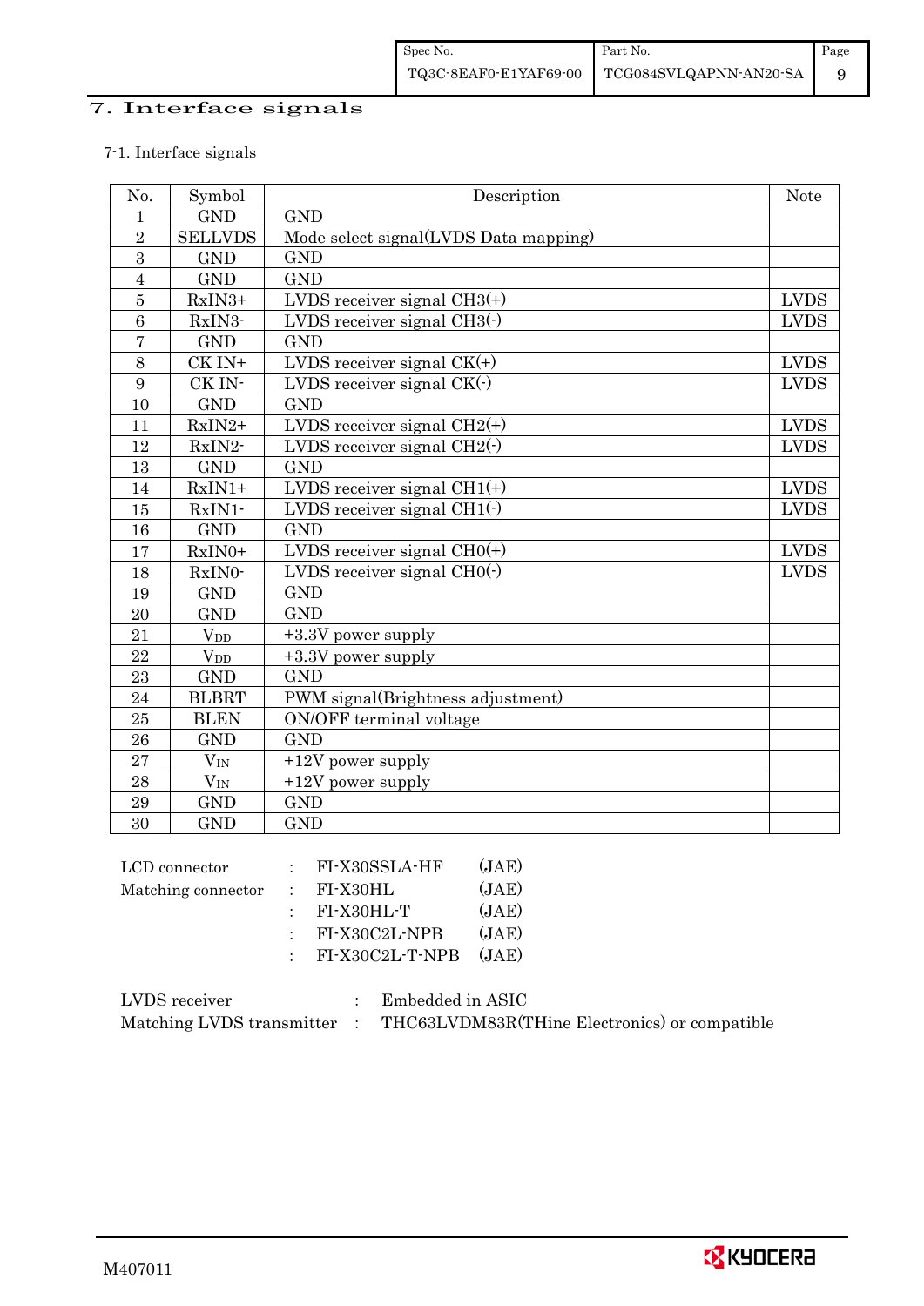# 7. Interface signals

7-1. Interface signals

| No. | Symbol | Description | Note |
|---|---|---|---|
| 1 | GND | GND | |
| 2 | SELLVDS | Mode select signal(LVDS Data mapping) | |
| 3 | GND | GND | |
| 4 | GND | GND | |
| 5 | RxIN3+ | LVDS receiver signal CH3(+) | LVDS |
| 6 | RxIN3- | LVDS receiver signal CH3(-) | LVDS |
| 7 | GND | GND | |
| 8 | CK IN+ | LVDS receiver signal CK(+) | LVDS |
| 9 | CK IN- | LVDS receiver signal CK(-) | LVDS |
| 10 | GND | GND | |
| 11 | RxIN2+ | LVDS receiver signal CH2(+) | LVDS |
| 12 | RxIN2- | LVDS receiver signal CH2(-) | LVDS |
| 13 | GND | GND | |
| 14 | RxIN1+ | LVDS receiver signal CH1(+) | LVDS |
| 15 | RxIN1- | LVDS receiver signal CH1(-) | LVDS |
| 16 | GND | GND | |
| 17 | RxIN0+ | LVDS receiver signal CH0(+) | LVDS |
| 18 | RxIN0- | LVDS receiver signal CH0(-) | LVDS |
| 19 | GND | GND | |
| 20 | GND | GND | |
| 21 | $V_{DD}$ | +3.3V power supply | |
| 22 | $V_{DD}$ | +3.3V power supply | |
| 23 | GND | GND | |
| 24 | BLBRT | PWM signal(Brightness adjustment) | |
| 25 | BLEN | ON/OFF terminal voltage | |
| 26 | GND | GND | |
| 27 | $V_{IN}$ | +12V power supply | |
| 28 | $V_{IN}$ | +12V power supply | |
| 29 | GND | GND | |
| 30 | GND | GND | |

LCD connector : FI-X30SSLA-HF (JAE)
Matching connector : FI-X30HL (JAE)
: FI-X30HL-T (JAE)
: FI-X30C2L-NPB (JAE)
: FI-X30C2L-T-NPB (JAE)

LVDS receiver : Embedded in ASIC
Matching LVDS transmitter : THC63LVDM83R(THine Electronics) or compatible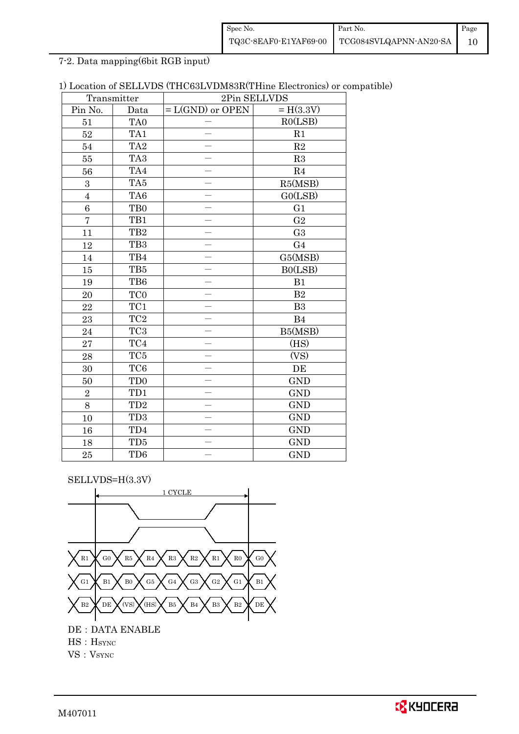7-2. Data mapping(6bit RGB input)

1) Location of SELLVDS (THC63LVDM83R(THine Electronics) or compatible)

| Transmitter | | 2Pin SELLVDS | |
|---|---|---|---|
| Pin No. | Data | = L(GND) or OPEN | = H(3.3V) |
| 51 | TA0 | — | R0(LSB) |
| 52 | TA1 | — | R1 |
| 54 | TA2 | — | R2 |
| 55 | TA3 | — | R3 |
| 56 | TA4 | — | R4 |
| 3 | TA5 | — | R5(MSB) |
| 4 | TA6 | — | G0(LSB) |
| 6 | TB0 | — | G1 |
| 7 | TB1 | — | G2 |
| 11 | TB2 | — | G3 |
| 12 | TB3 | — | G4 |
| 14 | TB4 | — | G5(MSB) |
| 15 | TB5 | — | B0(LSB) |
| 19 | TB6 | — | B1 |
| 20 | TC0 | — | B2 |
| 22 | TC1 | — | B3 |
| 23 | TC2 | — | B4 |
| 24 | TC3 | — | B5(MSB) |
| 27 | TC4 | — | (HS) |
| 28 | TC5 | — | (VS) |
| 30 | TC6 | — | DE |
| 50 | TD0 | — | GND |
| 2 | TD1 | — | GND |
| 8 | TD2 | — | GND |
| 10 | TD3 | — | GND |
| 16 | TD4 | — | GND |
| 18 | TD5 | — | GND |
| 25 | TD6 | — | GND |

SELLVDS=H(3.3V)

1 CYCLE

R1 | G0 | R5 | R4 | R3 | R2 | R1 | R0 | G0

G1 | B1 | B0 | G5 | G4 | G3 | G2 | G1 | B1

B2 | DE | (VS) | (HS) | B5 | B4 | B3 | B2 | DE

DE : DATA ENABLE

HS : HSYNC

VS : VSYNC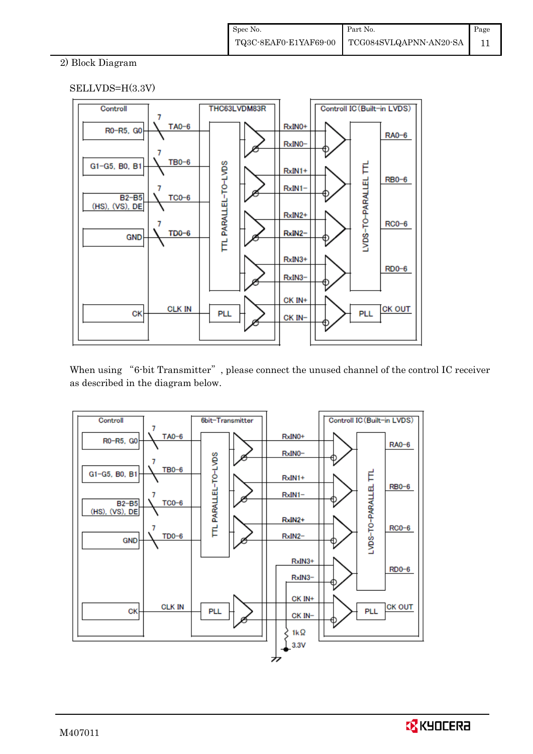2) Block Diagram

SELLVDS=H(3.3V)

When using "6-bit Transmitter", please connect the unused channel of the control IC receiver as described in the diagram below.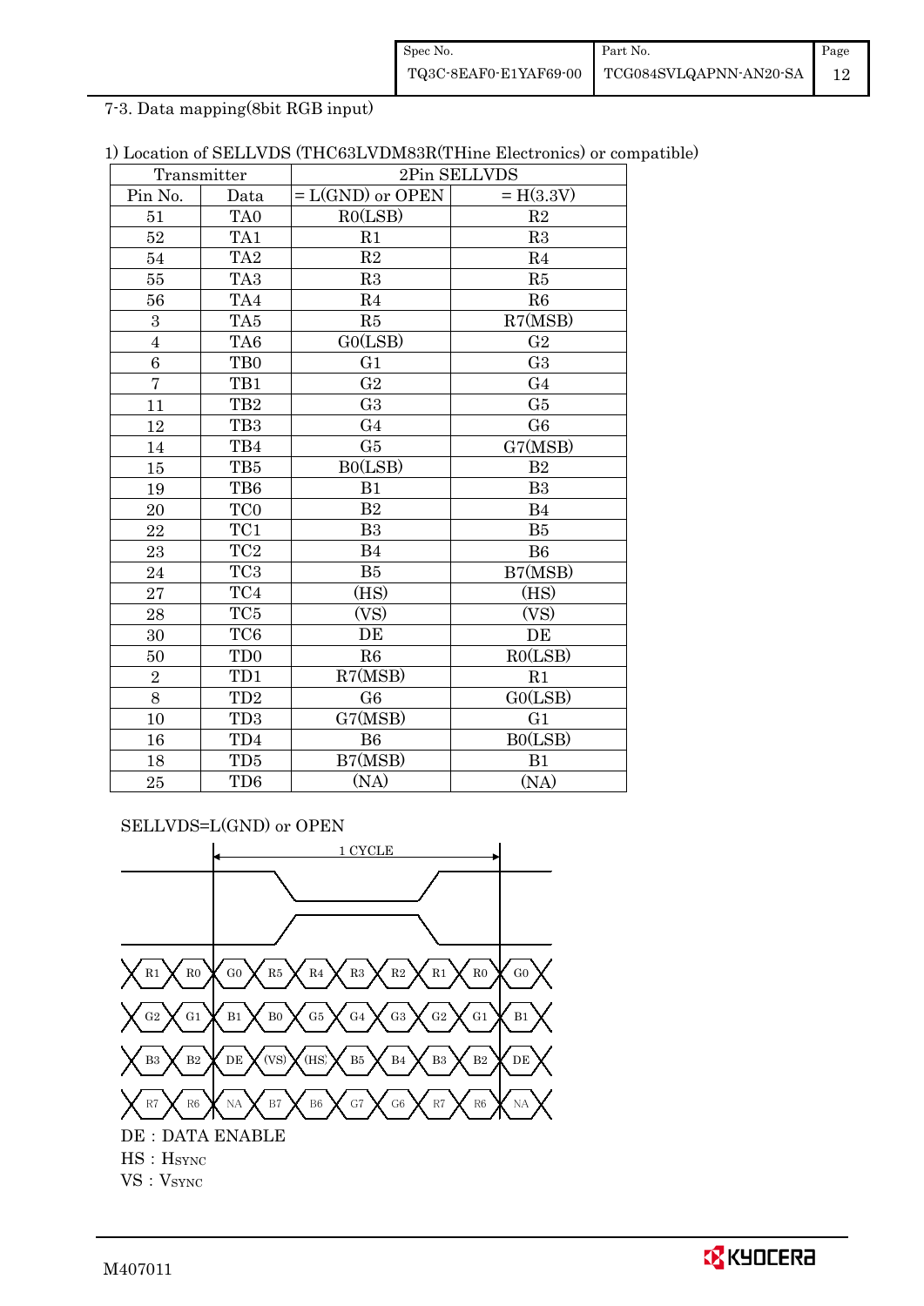7-3. Data mapping(8bit RGB input)

1) Location of SELLVDS (THC63LVDM83R(THine Electronics) or compatible)

| Transmitter | | 2Pin SELLVDS | |
|---|---|---|---|
| Pin No. | Data | = L(GND) or OPEN | = H(3.3V) |
| 51 | TA0 | R0(LSB) | R2 |
| 52 | TA1 | R1 | R3 |
| 54 | TA2 | R2 | R4 |
| 55 | TA3 | R3 | R5 |
| 56 | TA4 | R4 | R6 |
| 3 | TA5 | R5 | R7(MSB) |
| 4 | TA6 | G0(LSB) | G2 |
| 6 | TB0 | G1 | G3 |
| 7 | TB1 | G2 | G4 |
| 11 | TB2 | G3 | G5 |
| 12 | TB3 | G4 | G6 |
| 14 | TB4 | G5 | G7(MSB) |
| 15 | TB5 | B0(LSB) | B2 |
| 19 | TB6 | B1 | B3 |
| 20 | TC0 | B2 | B4 |
| 22 | TC1 | B3 | B5 |
| 23 | TC2 | B4 | B6 |
| 24 | TC3 | B5 | B7(MSB) |
| 27 | TC4 | (HS) | (HS) |
| 28 | TC5 | (VS) | (VS) |
| 30 | TC6 | DE | DE |
| 50 | TD0 | R6 | R0(LSB) |
| 2 | TD1 | R7(MSB) | R1 |
| 8 | TD2 | G6 | G0(LSB) |
| 10 | TD3 | G7(MSB) | G1 |
| 16 | TD4 | B6 | B0(LSB) |
| 18 | TD5 | B7(MSB) | B1 |
| 25 | TD6 | (NA) | (NA) |

SELLVDS=L(GND) or OPEN

1 CYCLE

| | | | | | | | | | |
|---|---|---|---|---|---|---|---|---|---|
| R1 | R0 | G0 | R5 | R4 | R3 | R2 | R1 | R0 | G0 |
| G2 | G1 | B1 | B0 | G5 | G4 | G3 | G2 | G1 | B1 |
| B3 | B2 | DE | (VS) | (HS) | B5 | B4 | B3 | B2 | DE |
| R7 | R6 | NA | B7 | B6 | G7 | G6 | R7 | R6 | NA |

DE : DATA ENABLE

HS : $H_{SYNC}$

VS : $V_{SYNC}$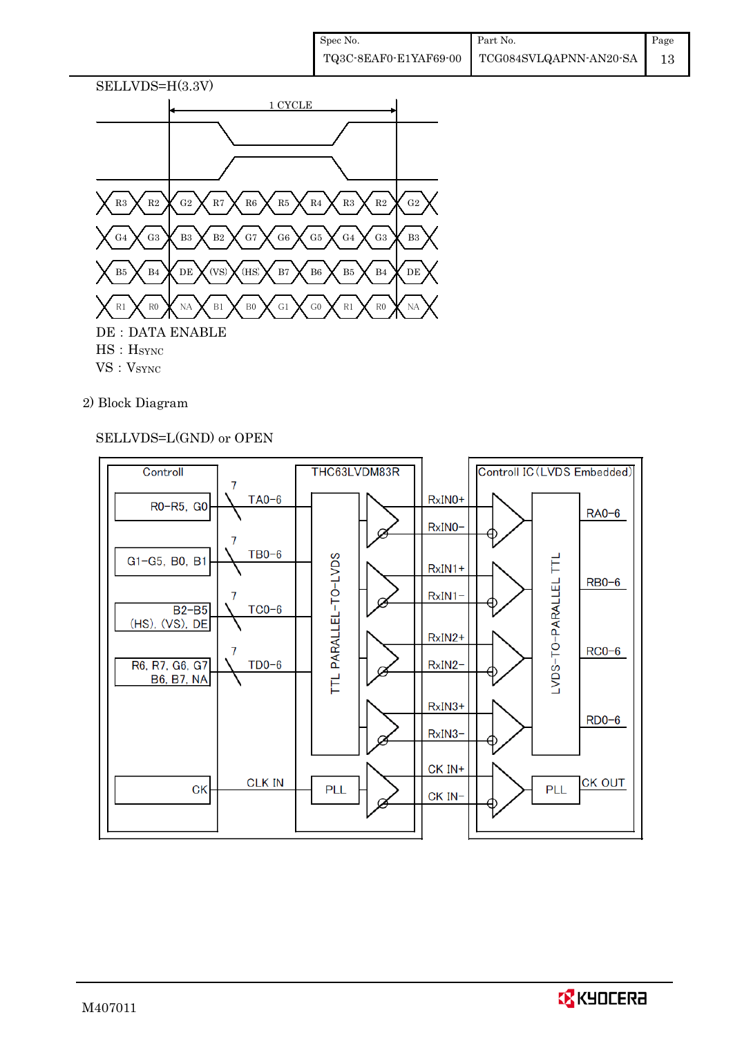SELLVDS=H(3.3V)

1 CYCLE

| R3 | R2 | G2 | R7 | R6 | R5 | R4 | R3 | R2 | G2 |
|---|---|---|---|---|---|---|---|---|---|
| G4 | G3 | B3 | B2 | G7 | G6 | G5 | G4 | G3 | B3 |
| B5 | B4 | DE | (VS) | (HS) | B7 | B6 | B5 | B4 | DE |
| R1 | R0 | NA | B1 | B0 | G1 | G0 | R1 | R0 | NA |

DE : DATA ENABLE
HS : HSYNC
VS : VSYNC

2) Block Diagram

SELLVDS=L(GND) or OPEN

Controll: R0−R5, G0 → 7 TA0−6; G1−G5, B0, B1 → 7 TB0−6; B2−B5 (HS), (VS), DE → 7 TC0−6; R6, R7, G6, G7 B6, B7, NA → 7 TD0−6; CK → CLK IN

THC63LVDM83R: TTL PARALLEL−TO−LVDS, PLL

RxIN0+, RxIN0−, RxIN1+, RxIN1−, RxIN2+, RxIN2−, RxIN3+, RxIN3−, CK IN+, CK IN−

Controll IC (LVDS Embedded): LVDS−TO−PARALLEL TTL → RA0−6, RB0−6, RC0−6, RD0−6; PLL → CK OUT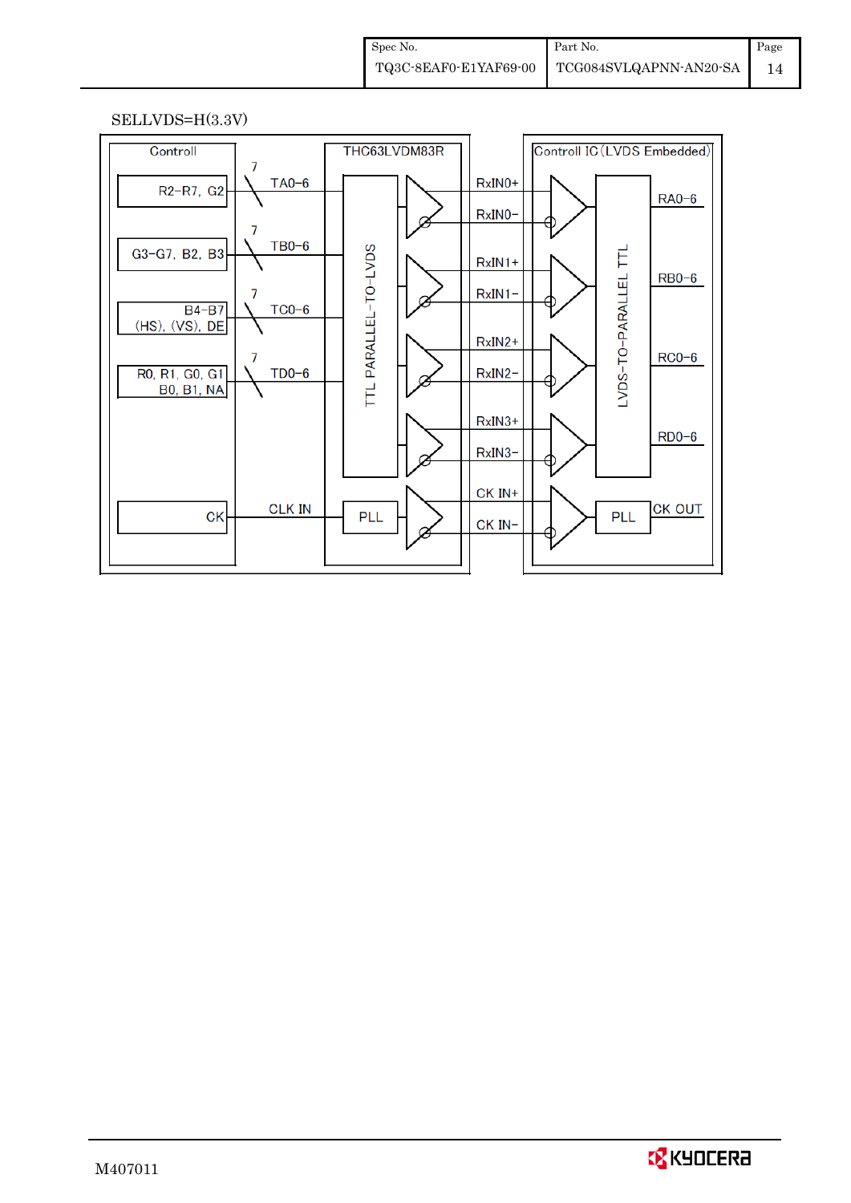SELLVDS=H(3.3V)

Controll

R2−R7, G2 — 7 — TA0−6

G3−G7, B2, B3 — 7 — TB0−6

B4−B7 (HS), (VS), DE — 7 — TC0−6

R0, R1, G0, G1 B0, B1, NA — 7 — TD0−6

CK — CLK IN

THC63LVDM83R

TTL PARALLEL−TO−LVDS

PLL

RxIN0+
RxIN0−
RxIN1+
RxIN1−
RxIN2+
RxIN2−
RxIN3+
RxIN3−
CK IN+
CK IN−

Controll IC (LVDS Embedded)

LVDS−TO−PARALLEL TTL

PLL

RA0−6
RB0−6
RC0−6
RD0−6
CK OUT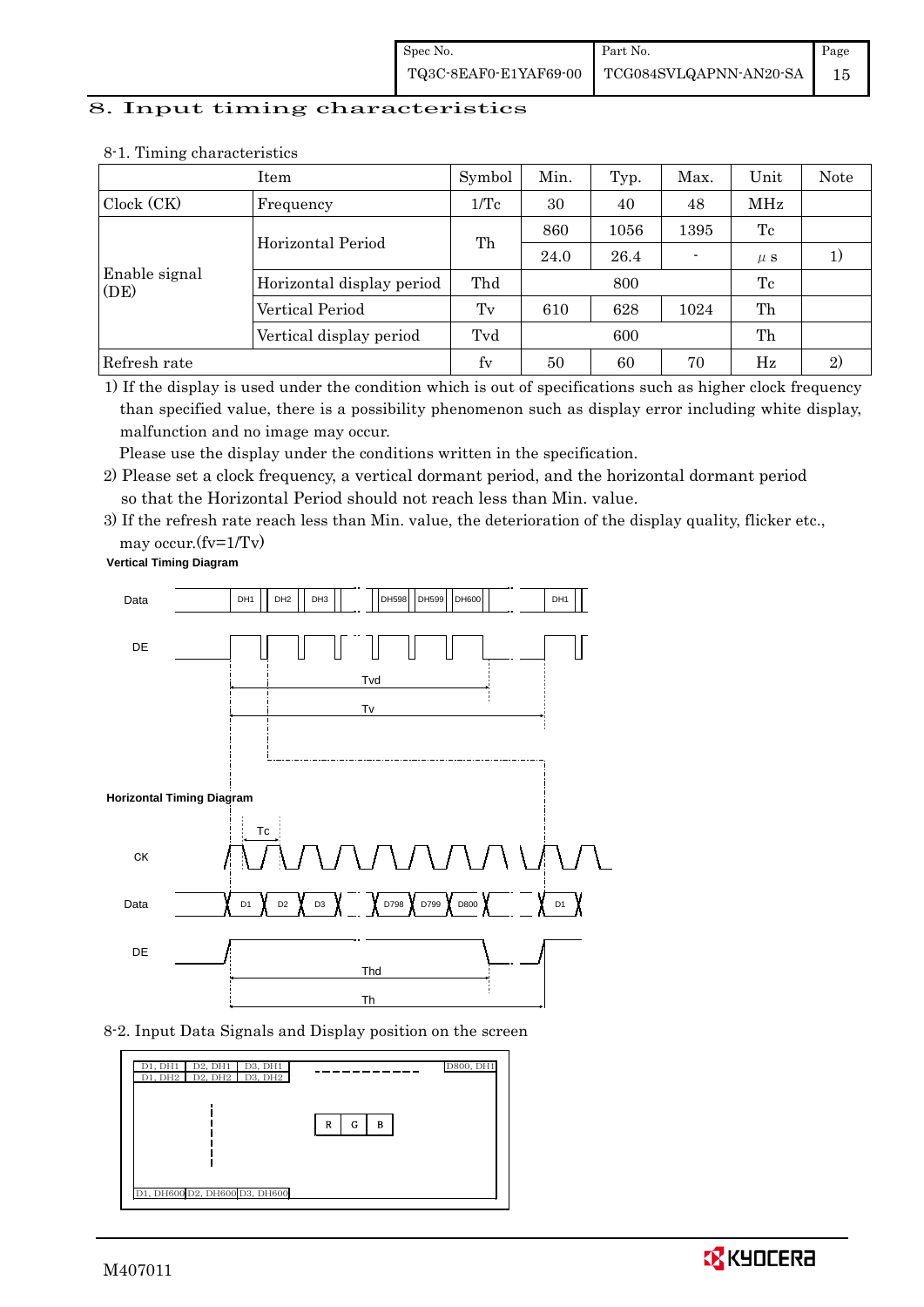## 8. Input timing characteristics

8-1. Timing characteristics

| Item | | Symbol | Min. | Typ. | Max. | Unit | Note |
|---|---|---|---|---|---|---|---|
| Clock (CK) | Frequency | 1/Tc | 30 | 40 | 48 | MHz | |
| Enable signal (DE) | Horizontal Period | Th | 860 | 1056 | 1395 | Tc | |
| | | | 24.0 | 26.4 | - | $\mu$ s | 1) |
| | Horizontal display period | Thd | | 800 | | Tc | |
| | Vertical Period | Tv | 610 | 628 | 1024 | Th | |
| | Vertical display period | Tvd | | 600 | | Th | |
| Refresh rate | | fv | 50 | 60 | 70 | Hz | 2) |

1) If the display is used under the condition which is out of specifications such as higher clock frequency than specified value, there is a possibility phenomenon such as display error including white display, malfunction and no image may occur.
Please use the display under the conditions written in the specification.

2) Please set a clock frequency, a vertical dormant period, and the horizontal dormant period so that the Horizontal Period should not reach less than Min. value.

3) If the refresh rate reach less than Min. value, the deterioration of the display quality, flicker etc., may occur.(fv=1/Tv)

**Vertical Timing Diagram**

Data: DH1, DH2, DH3, ..., DH598, DH599, DH600, ..., DH1

DE

Tvd

Tv

**Horizontal Timing Diagram**

Tc

CK

Data: D1, D2, D3, ..., D798, D799, D800, ..., D1

DE

Thd

Th

8-2. Input Data Signals and Display position on the screen

| D1, DH1 | D2, DH1 | D3, DH1 | ------------ | D800, DH1 |
|---|---|---|---|---|
| D1, DH2 | D2, DH2 | D3, DH2 | | |
| | | | R G B | |
| D1, DH600 | D2, DH600 | D3, DH600 | | |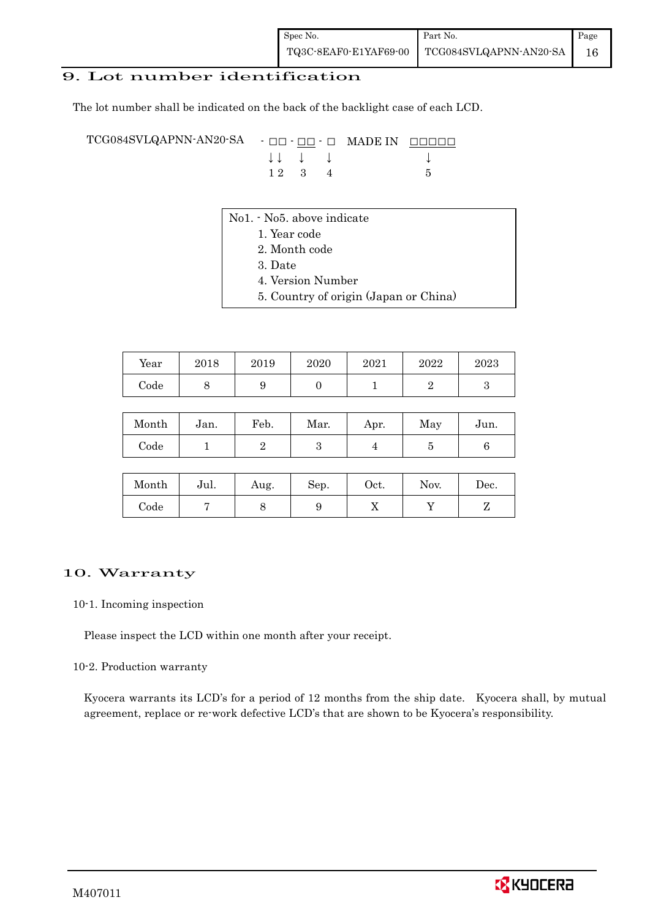## 9. Lot number identification

The lot number shall be indicated on the back of the backlight case of each LCD.

```
TCG084SVLQAPNN-AN20-SA   - □□ - □□ - □   MADE IN  □□□□□
                           ↓↓    ↓    ↓             ↓
                           1 2   3    4             5
```

No1. - No5. above indicate
1. Year code
2. Month code
3. Date
4. Version Number
5. Country of origin (Japan or China)

| Year | 2018 | 2019 | 2020 | 2021 | 2022 | 2023 |
|---|---|---|---|---|---|---|
| Code | 8 | 9 | 0 | 1 | 2 | 3 |

| Month | Jan. | Feb. | Mar. | Apr. | May | Jun. |
|---|---|---|---|---|---|---|
| Code | 1 | 2 | 3 | 4 | 5 | 6 |

| Month | Jul. | Aug. | Sep. | Oct. | Nov. | Dec. |
|---|---|---|---|---|---|---|
| Code | 7 | 8 | 9 | X | Y | Z |

## 10. Warranty

### 10-1. Incoming inspection

Please inspect the LCD within one month after your receipt.

### 10-2. Production warranty

Kyocera warrants its LCD's for a period of 12 months from the ship date. Kyocera shall, by mutual agreement, replace or re-work defective LCD's that are shown to be Kyocera's responsibility.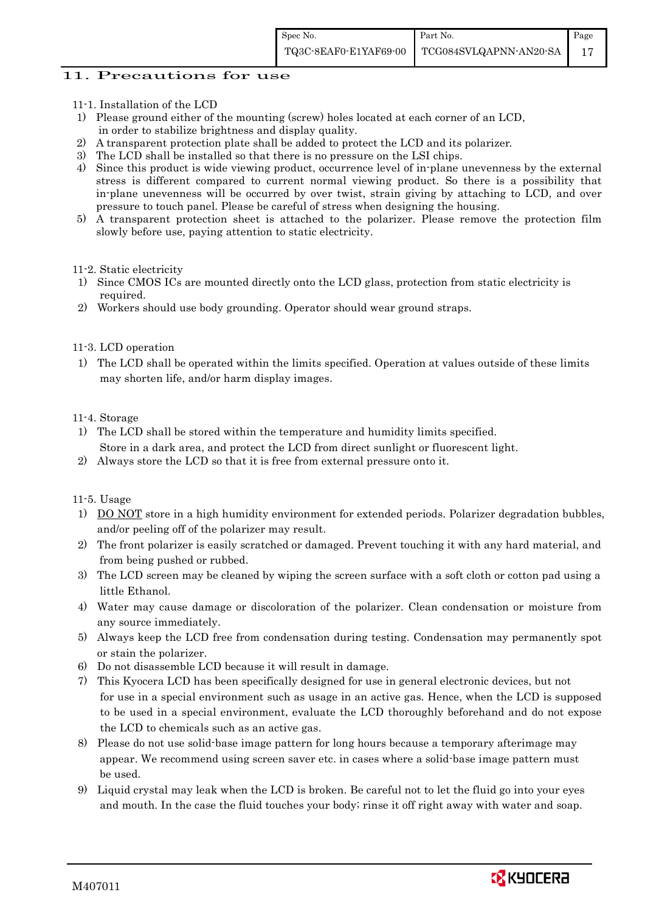## 11. Precautions for use

11-1. Installation of the LCD

1) Please ground either of the mounting (screw) holes located at each corner of an LCD, in order to stabilize brightness and display quality.
2) A transparent protection plate shall be added to protect the LCD and its polarizer.
3) The LCD shall be installed so that there is no pressure on the LSI chips.
4) Since this product is wide viewing product, occurrence level of in-plane unevenness by the external stress is different compared to current normal viewing product. So there is a possibility that in-plane unevenness will be occurred by over twist, strain giving by attaching to LCD, and over pressure to touch panel. Please be careful of stress when designing the housing.
5) A transparent protection sheet is attached to the polarizer. Please remove the protection film slowly before use, paying attention to static electricity.

11-2. Static electricity

1) Since CMOS ICs are mounted directly onto the LCD glass, protection from static electricity is required.
2) Workers should use body grounding. Operator should wear ground straps.

11-3. LCD operation

1) The LCD shall be operated within the limits specified. Operation at values outside of these limits may shorten life, and/or harm display images.

11-4. Storage

1) The LCD shall be stored within the temperature and humidity limits specified. Store in a dark area, and protect the LCD from direct sunlight or fluorescent light.
2) Always store the LCD so that it is free from external pressure onto it.

11-5. Usage

1) DO NOT store in a high humidity environment for extended periods. Polarizer degradation bubbles, and/or peeling off of the polarizer may result.
2) The front polarizer is easily scratched or damaged. Prevent touching it with any hard material, and from being pushed or rubbed.
3) The LCD screen may be cleaned by wiping the screen surface with a soft cloth or cotton pad using a little Ethanol.
4) Water may cause damage or discoloration of the polarizer. Clean condensation or moisture from any source immediately.
5) Always keep the LCD free from condensation during testing. Condensation may permanently spot or stain the polarizer.
6) Do not disassemble LCD because it will result in damage.
7) This Kyocera LCD has been specifically designed for use in general electronic devices, but not for use in a special environment such as usage in an active gas. Hence, when the LCD is supposed to be used in a special environment, evaluate the LCD thoroughly beforehand and do not expose the LCD to chemicals such as an active gas.
8) Please do not use solid-base image pattern for long hours because a temporary afterimage may appear. We recommend using screen saver etc. in cases where a solid-base image pattern must be used.
9) Liquid crystal may leak when the LCD is broken. Be careful not to let the fluid go into your eyes and mouth. In the case the fluid touches your body; rinse it off right away with water and soap.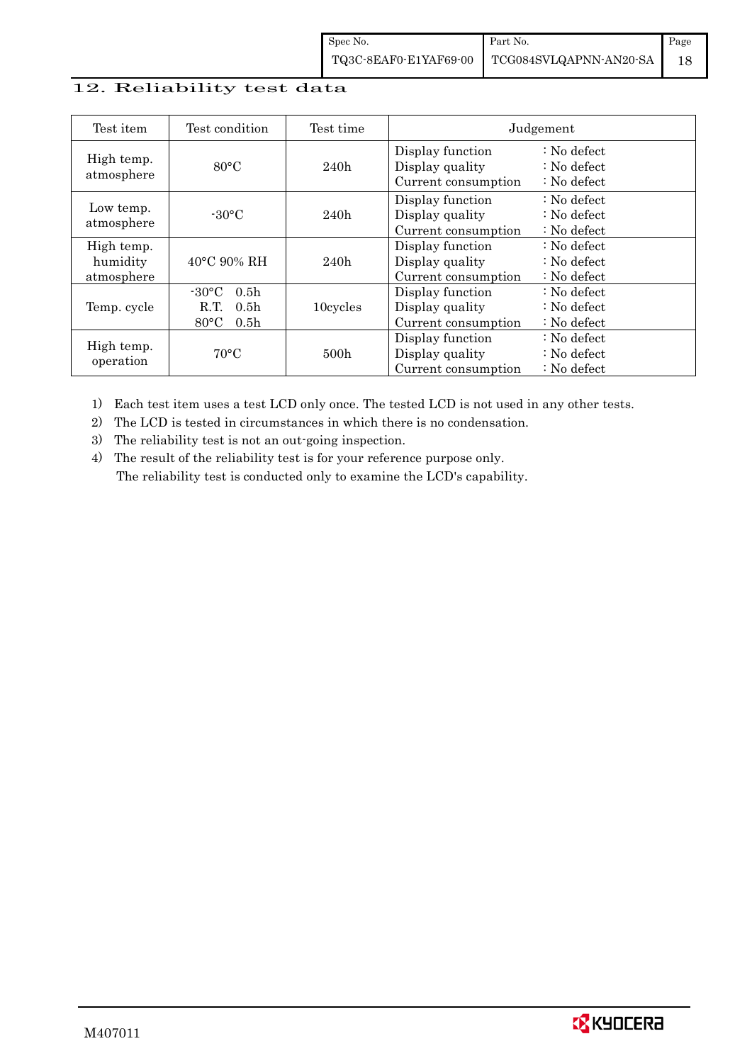## 12. Reliability test data

| Test item | Test condition | Test time | Judgement |
|---|---|---|---|
| High temp. atmosphere | 80°C | 240h | Display function : No defect<br>Display quality : No defect<br>Current consumption : No defect |
| Low temp. atmosphere | -30°C | 240h | Display function : No defect<br>Display quality : No defect<br>Current consumption : No defect |
| High temp. humidity atmosphere | 40°C 90% RH | 240h | Display function : No defect<br>Display quality : No defect<br>Current consumption : No defect |
| Temp. cycle | -30°C 0.5h<br>R.T. 0.5h<br>80°C 0.5h | 10cycles | Display function : No defect<br>Display quality : No defect<br>Current consumption : No defect |
| High temp. operation | 70°C | 500h | Display function : No defect<br>Display quality : No defect<br>Current consumption : No defect |

1) Each test item uses a test LCD only once. The tested LCD is not used in any other tests.
2) The LCD is tested in circumstances in which there is no condensation.
3) The reliability test is not an out-going inspection.
4) The result of the reliability test is for your reference purpose only.
   The reliability test is conducted only to examine the LCD's capability.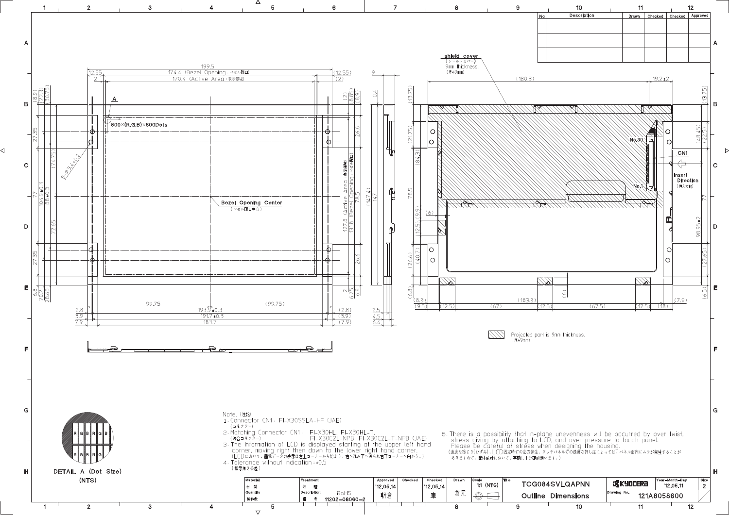| No | Description | Drawn | Checked | Checked | Approved |
|---|---|---|---|---|---|
| | | | | | |
| | | | | | |
| | | | | | |

Note.（注記）

1. Connector CN1: FI-X30SSLA-HF (JAE)
（コネクター）
2. Matching Connector CN1: FI-X30HL, FI-X30HL-T, FI-X30C2L-NPB, FI-X30C2L-T-NPB (JAE)
（適合コネクター）
3. The information of LCD is displayed starting at the upper left hand corner, moving right then down to the lower right hand corner.
（LCDにおいて、画像データの表示は左上コーナーから始まり、右へ進み下へ送られ右下コーナーへ向かう。）
4. Tolerance without indication : ±0.5
（指示無き公差）
5. There is a possibility that in-plane unevenness will be occurred by over twist, stress giving by attaching to LCD, and over pressure to touch panel. Please be careful of stress when designing the housing.
（過度な捩じり(ひずみ)、LCD固定時での応力発生、タッチパネルでの過度な押し圧によっては、パネル面内にムラが発生することがありますので、筐体設計において、事前に十分確認願います。）

Projected part is 9mm thickness.
（厚み9mm）

DETAIL A (Dot Size)
(NTS)

| Material 材質 | Treatment 処理 | Approved | Checked | Checked | Drawn | Scale | Title | | Year-Month-Day | Size |
|---|---|---|---|---|---|---|---|---|---|---|
| | | '12.05.14 | | '12.05.14 | | 1:1 (NTS) | TCG084SVLQAPNN | KYOCERA | '12.05.11 | 2 |
| Quantity 製作数 | Description; 備考 RoHS 11202-08060-2 | 朝倉 | | 車 | 倉元 | | Outline Dimensions | Drawing No. | 121A8058600 | |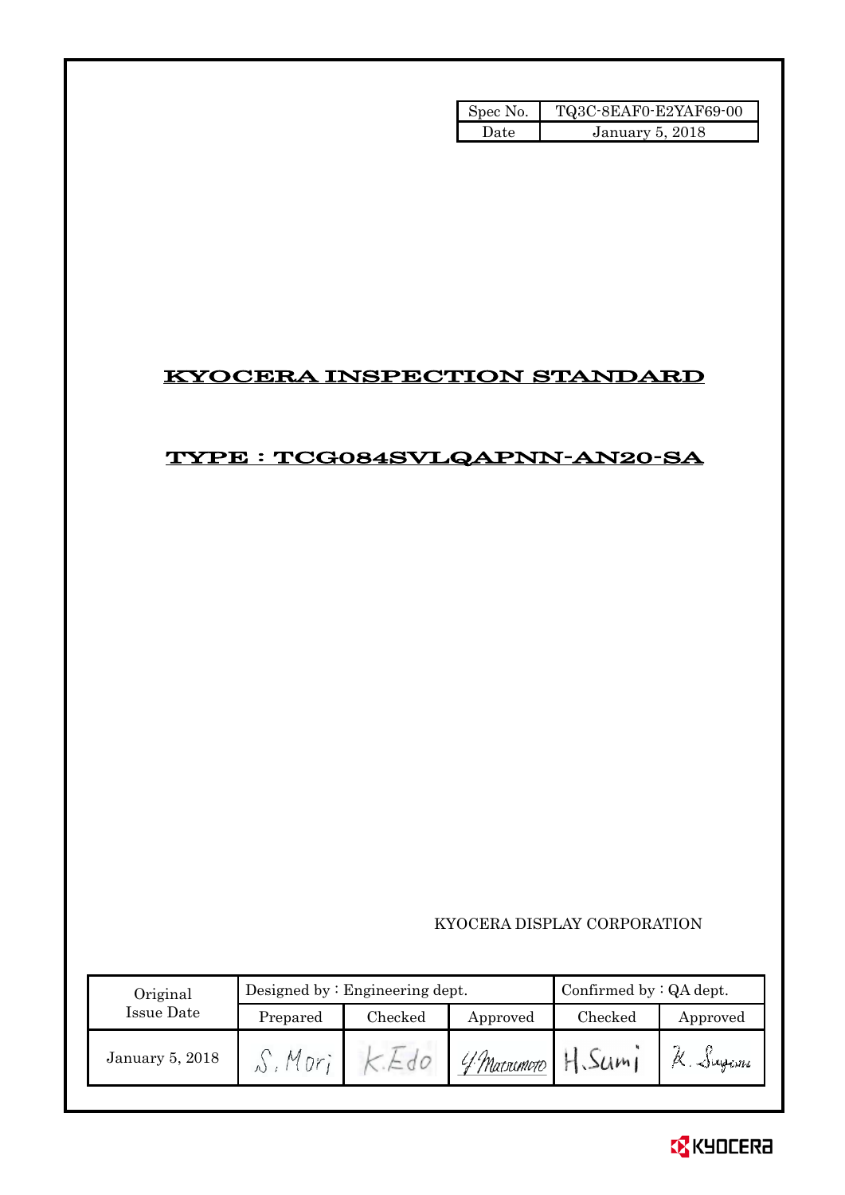| Spec No. | TQ3C-8EAF0-E2YAF69-00 |
| --- | --- |
| Date | January 5, 2018 |

# KYOCERA INSPECTION STANDARD

## TYPE : TCG084SVLQAPNN-AN20-SA

KYOCERA DISPLAY CORPORATION

| Original Issue Date | Designed by : Engineering dept. | | | Confirmed by : QA dept. | |
| --- | --- | --- | --- | --- | --- |
| | Prepared | Checked | Approved | Checked | Approved |
| January 5, 2018 | S. Mori | K. Edo | Y. Matsumoto | H. Sumi | K. Sugawa |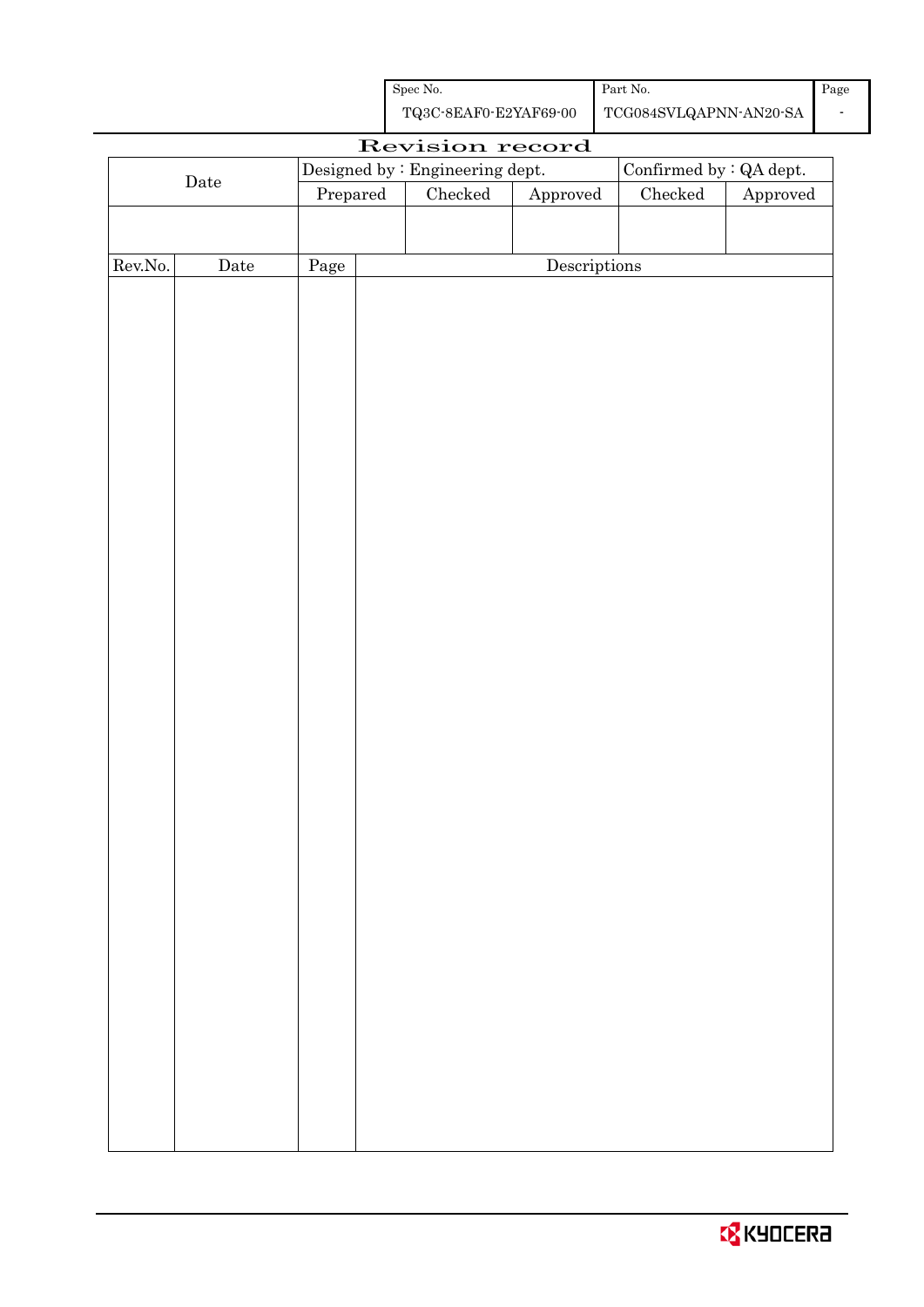| Spec No. | Part No. | Page |
| --- | --- | --- |
| TQ3C-8EAF0-E2YAF69-00 | TCG084SVLQAPNN-AN20-SA | - |

# Revision record

| Date | Designed by : Engineering dept. | | | Confirmed by : QA dept. | |
| --- | --- | --- | --- | --- | --- |
| | Prepared | Checked | Approved | Checked | Approved |
| | | | | | |

| Rev.No. | Date | Page | Descriptions |
| --- | --- | --- | --- |
| | | | |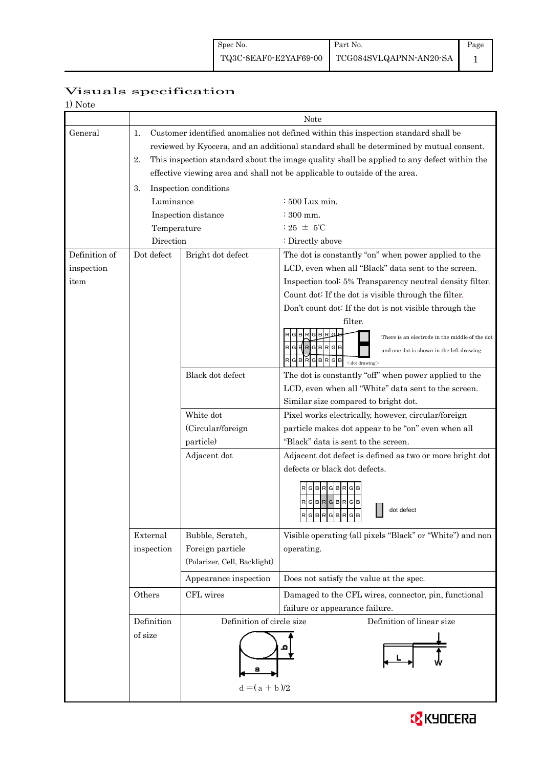# Visuals specification

1) Note

| | | | Note |
|---|---|---|---|
| General | 1. Customer identified anomalies not defined within this inspection standard shall be reviewed by Kyocera, and an additional standard shall be determined by mutual consent.<br>2. This inspection standard about the image quality shall be applied to any defect within the effective viewing area and shall not be applicable to outside of the area.<br>3. Inspection conditions<br>Luminance : 500 Lux min.<br>Inspection distance : 300 mm.<br>Temperature : 25 ± 5℃<br>Direction : Directly above | | |
| Definition of inspection item | Dot defect | Bright dot defect | The dot is constantly "on" when power applied to the LCD, even when all "Black" data sent to the screen.<br>Inspection tool: 5% Transparency neutral density filter.<br>Count dot: If the dot is visible through the filter.<br>Don't count dot: If the dot is not visible through the filter.<br>There is an electrode in the middle of the dot and one dot is shown in the left drawing.<br>＜dot drawing＞ |
| | | Black dot defect | The dot is constantly "off" when power applied to the LCD, even when all "White" data sent to the screen.<br>Similar size compared to bright dot. |
| | | White dot (Circular/foreign particle) | Pixel works electrically, however, circular/foreign particle makes dot appear to be "on" even when all "Black" data is sent to the screen. |
| | | Adjacent dot | Adjacent dot defect is defined as two or more bright dot defects or black dot defects.<br>dot defect |
| | External inspection | Bubble, Scratch, Foreign particle (Polarizer, Cell, Backlight) | Visible operating (all pixels "Black" or "White") and non operating. |
| | | Appearance inspection | Does not satisfy the value at the spec. |
| | Others | CFL wires | Damaged to the CFL wires, connector, pin, functional failure or appearance failure. |
| | Definition of size | Definition of circle size<br>$d = (a + b)/2$ | Definition of linear size<br>L, W |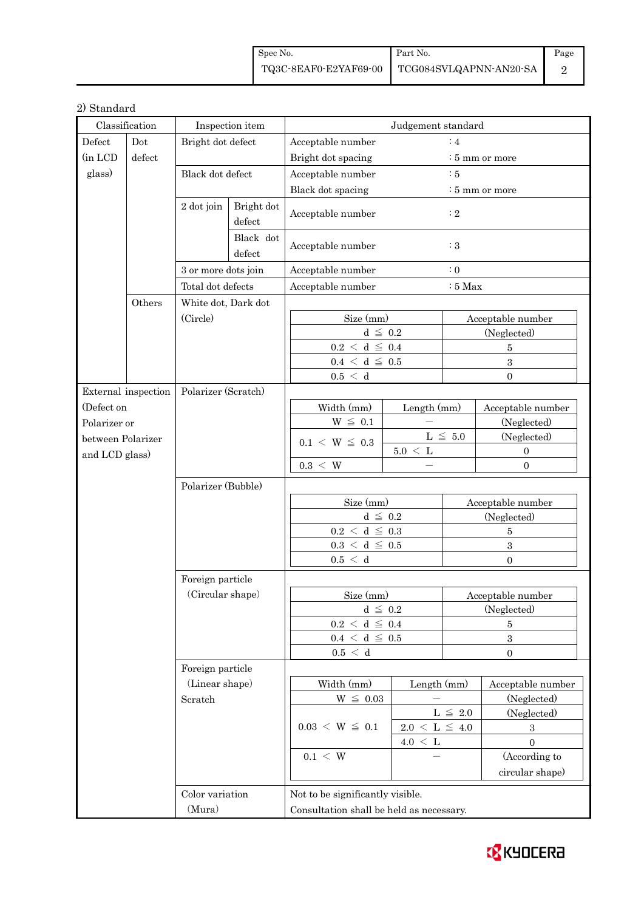2) Standard

| Classification | | Inspection item | | Judgement standard | | |
|---|---|---|---|---|---|---|
| Defect (in LCD glass) | Dot defect | Bright dot defect | | Acceptable number<br>Bright dot spacing | : 4<br>: 5 mm or more | |
| | | Black dot defect | | Acceptable number<br>Black dot spacing | : 5<br>: 5 mm or more | |
| | | 2 dot join | Bright dot defect | Acceptable number | : 2 | |
| | | | Black dot defect | Acceptable number | : 3 | |
| | | 3 or more dots join | | Acceptable number | : 0 | |
| | | Total dot defects | | Acceptable number | : 5 Max | |
| | Others | White dot, Dark dot (Circle) | | **Size (mm)** | | **Acceptable number** |
| | | | | $d \leqq 0.2$ | | (Neglected) |
| | | | | $0.2 < d \leqq 0.4$ | | 5 |
| | | | | $0.4 < d \leqq 0.5$ | | 3 |
| | | | | $0.5 < d$ | | 0 |
| External inspection (Defect on Polarizer or between Polarizer and LCD glass) | | Polarizer (Scratch) | | **Width (mm)** | **Length (mm)** | **Acceptable number** |
| | | | | $W \leqq 0.1$ | ― | (Neglected) |
| | | | | $0.1 < W \leqq 0.3$ | $L \leqq 5.0$ | (Neglected) |
| | | | | | $5.0 < L$ | 0 |
| | | | | $0.3 < W$ | ― | 0 |
| | | Polarizer (Bubble) | | **Size (mm)** | | **Acceptable number** |
| | | | | $d \leqq 0.2$ | | (Neglected) |
| | | | | $0.2 < d \leqq 0.3$ | | 5 |
| | | | | $0.3 < d \leqq 0.5$ | | 3 |
| | | | | $0.5 < d$ | | 0 |
| | | Foreign particle (Circular shape) | | **Size (mm)** | | **Acceptable number** |
| | | | | $d \leqq 0.2$ | | (Neglected) |
| | | | | $0.2 < d \leqq 0.4$ | | 5 |
| | | | | $0.4 < d \leqq 0.5$ | | 3 |
| | | | | $0.5 < d$ | | 0 |
| | | Foreign particle (Linear shape) Scratch | | **Width (mm)** | **Length (mm)** | **Acceptable number** |
| | | | | $W \leqq 0.03$ | ― | (Neglected) |
| | | | | $0.03 < W \leqq 0.1$ | $L \leqq 2.0$ | (Neglected) |
| | | | | | $2.0 < L \leqq 4.0$ | 3 |
| | | | | | $4.0 < L$ | 0 |
| | | | | $0.1 < W$ | ― | (According to circular shape) |
| | | Color variation (Mura) | | Not to be significantly visible.<br>Consultation shall be held as necessary. | | |